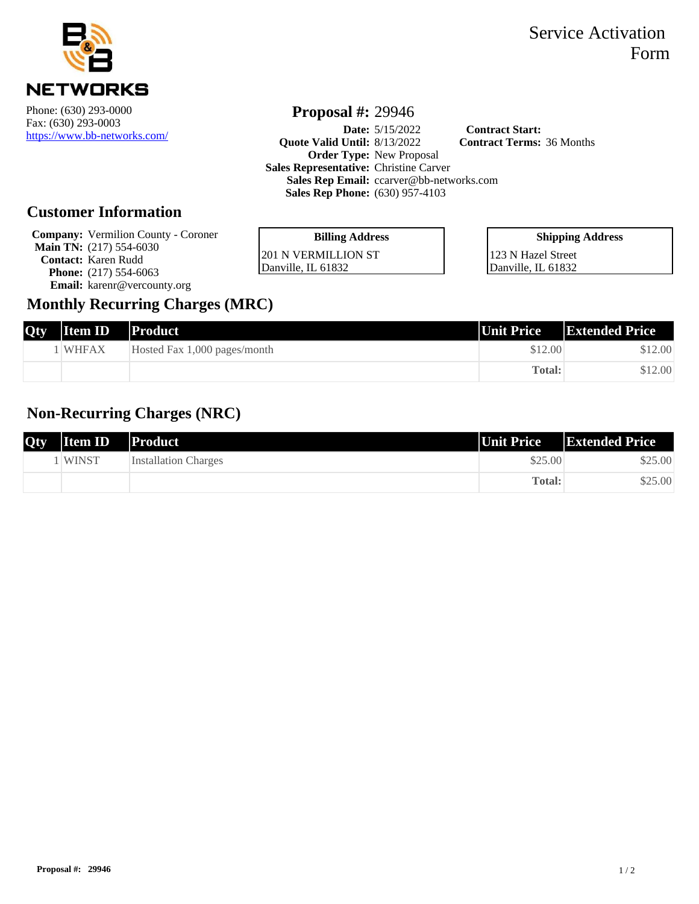**B&B NETWORKS**

Phone: (630) 293-0000
Fax: (630) 293-0003
https://www.bb-networks.com/

# Service Activation Form

## Proposal #: 29946

**Date:** 5/15/2022
**Quote Valid Until:** 8/13/2022
**Order Type:** New Proposal
**Sales Representative:** Christine Carver
**Sales Rep Email:** ccarver@bb-networks.com
**Sales Rep Phone:** (630) 957-4103

**Contract Start:**
**Contract Terms:** 36 Months

## Customer Information

**Company:** Vermilion County - Coroner
**Main TN:** (217) 554-6030
**Contact:** Karen Rudd
**Phone:** (217) 554-6063
**Email:** karenr@vercounty.org

**Billing Address**
201 N VERMILLION ST
Danville, IL 61832

**Shipping Address**
123 N Hazel Street
Danville, IL 61832

## Monthly Recurring Charges (MRC)

| Qty | Item ID | Product | Unit Price | Extended Price |
|---|---|---|---|---|
| 1 | WHFAX | Hosted Fax 1,000 pages/month | $12.00 | $12.00 |
| | | | **Total:** | $12.00 |

## Non-Recurring Charges (NRC)

| Qty | Item ID | Product | Unit Price | Extended Price |
|---|---|---|---|---|
| 1 | WINST | Installation Charges | $25.00 | $25.00 |
| | | | **Total:** | $25.00 |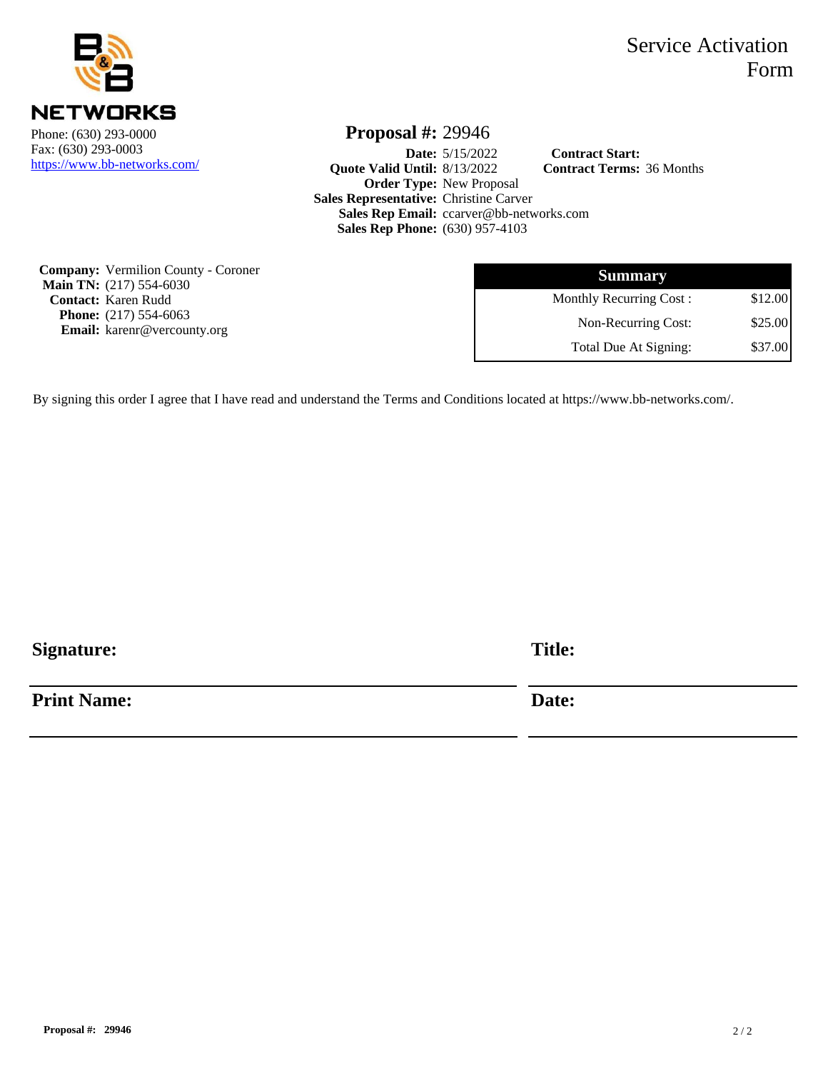NETWORKS

Phone: (630) 293-0000
Fax: (630) 293-0003
https://www.bb-networks.com/

# Service Activation Form

## Proposal #: 29946

**Date:** 5/15/2022
**Quote Valid Until:** 8/13/2022
**Order Type:** New Proposal
**Sales Representative:** Christine Carver
**Sales Rep Email:** ccarver@bb-networks.com
**Sales Rep Phone:** (630) 957-4103

**Contract Start:**
**Contract Terms:** 36 Months

**Company:** Vermilion County - Coroner
**Main TN:** (217) 554-6030
**Contact:** Karen Rudd
**Phone:** (217) 554-6063
**Email:** karenr@vercounty.org

| Summary | |
|---|---|
| Monthly Recurring Cost : | $12.00 |
| Non-Recurring Cost: | $25.00 |
| Total Due At Signing: | $37.00 |

By signing this order I agree that I have read and understand the Terms and Conditions located at https://www.bb-networks.com/.

**Signature:** ______________________ **Title:** ______________________

**Print Name:** ______________________ **Date:** ______________________